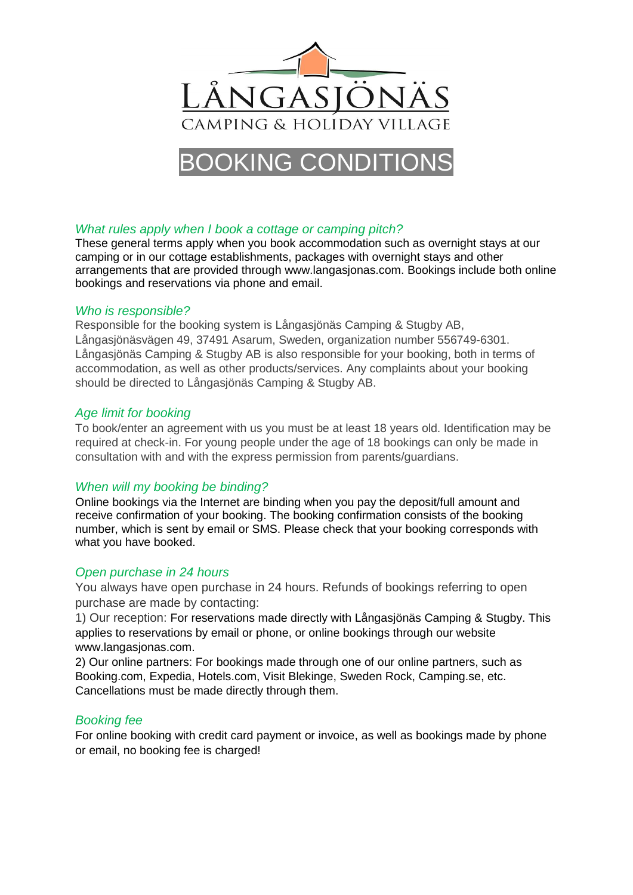# LÅNGASJÖNÄS

CAMPING & HOLIDAY VILLAGE

# BOOKING CONDITIONS

### *What rules apply when I book a cottage or camping pitch?*

These general terms apply when you book accommodation such as overnight stays at our camping or in our cottage establishments, packages with overnight stays and other arrangements that are provided through www.langasjonas.com. Bookings include both online bookings and reservations via phone and email.

### *Who is responsible?*

Responsible for the booking system is Långasjönäs Camping & Stugby AB, Långasjönäsvägen 49, 37491 Asarum, Sweden, organization number 556749-6301. Långasjönäs Camping & Stugby AB is also responsible for your booking, both in terms of accommodation, as well as other products/services. Any complaints about your booking should be directed to Långasjönäs Camping & Stugby AB.

### *Age limit for booking*

To book/enter an agreement with us you must be at least 18 years old. Identification may be required at check-in. For young people under the age of 18 bookings can only be made in consultation with and with the express permission from parents/guardians.

### *When will my booking be binding?*

Online bookings via the Internet are binding when you pay the deposit/full amount and receive confirmation of your booking. The booking confirmation consists of the booking number, which is sent by email or SMS. Please check that your booking corresponds with what you have booked.

### *Open purchase in 24 hours*

You always have open purchase in 24 hours. Refunds of bookings referring to open purchase are made by contacting:

1) Our reception: For reservations made directly with Långasjönäs Camping & Stugby. This applies to reservations by email or phone, or online bookings through our website www.langasjonas.com.

2) Our online partners: For bookings made through one of our online partners, such as Booking.com, Expedia, Hotels.com, Visit Blekinge, Sweden Rock, Camping.se, etc. Cancellations must be made directly through them.

### *Booking fee*

For online booking with credit card payment or invoice, as well as bookings made by phone or email, no booking fee is charged!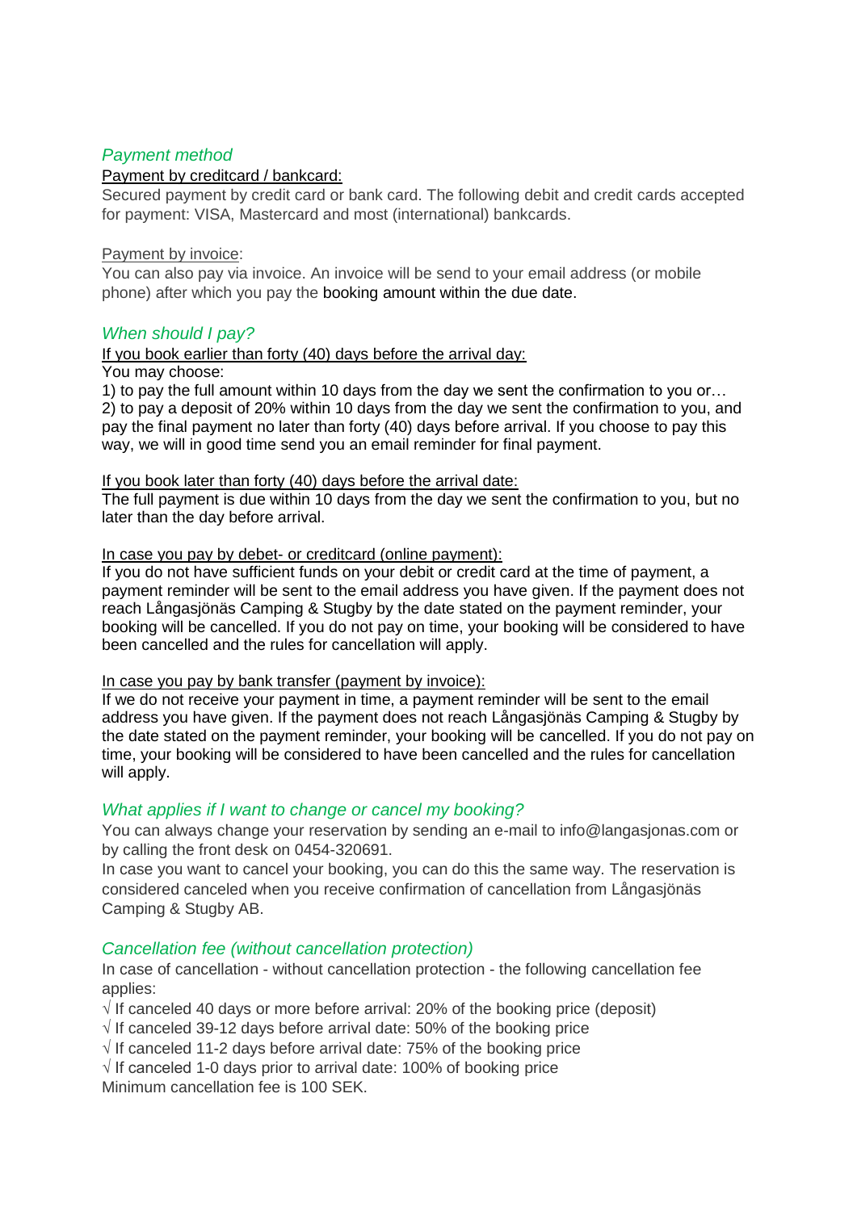## *Payment method*

Payment by creditcard / bankcard:

Secured payment by credit card or bank card. The following debit and credit cards accepted for payment: VISA, Mastercard and most (international) bankcards.

Payment by invoice:

You can also pay via invoice. An invoice will be send to your email address (or mobile phone) after which you pay the booking amount within the due date.

## *When should I pay?*

If you book earlier than forty (40) days before the arrival day:

You may choose:

1) to pay the full amount within 10 days from the day we sent the confirmation to you or…
2) to pay a deposit of 20% within 10 days from the day we sent the confirmation to you, and pay the final payment no later than forty (40) days before arrival. If you choose to pay this way, we will in good time send you an email reminder for final payment.

If you book later than forty (40) days before the arrival date:

The full payment is due within 10 days from the day we sent the confirmation to you, but no later than the day before arrival.

In case you pay by debet- or creditcard (online payment):

If you do not have sufficient funds on your debit or credit card at the time of payment, a payment reminder will be sent to the email address you have given. If the payment does not reach Långasjönäs Camping & Stugby by the date stated on the payment reminder, your booking will be cancelled. If you do not pay on time, your booking will be considered to have been cancelled and the rules for cancellation will apply.

In case you pay by bank transfer (payment by invoice):

If we do not receive your payment in time, a payment reminder will be sent to the email address you have given. If the payment does not reach Långasjönäs Camping & Stugby by the date stated on the payment reminder, your booking will be cancelled. If you do not pay on time, your booking will be considered to have been cancelled and the rules for cancellation will apply.

## *What applies if I want to change or cancel my booking?*

You can always change your reservation by sending an e-mail to info@langasjonas.com or by calling the front desk on 0454-320691.

In case you want to cancel your booking, you can do this the same way. The reservation is considered canceled when you receive confirmation of cancellation from Långasjönäs Camping & Stugby AB.

## *Cancellation fee (without cancellation protection)*

In case of cancellation - without cancellation protection - the following cancellation fee applies:

√ If canceled 40 days or more before arrival: 20% of the booking price (deposit)
√ If canceled 39-12 days before arrival date: 50% of the booking price
√ If canceled 11-2 days before arrival date: 75% of the booking price
√ If canceled 1-0 days prior to arrival date: 100% of booking price
Minimum cancellation fee is 100 SEK.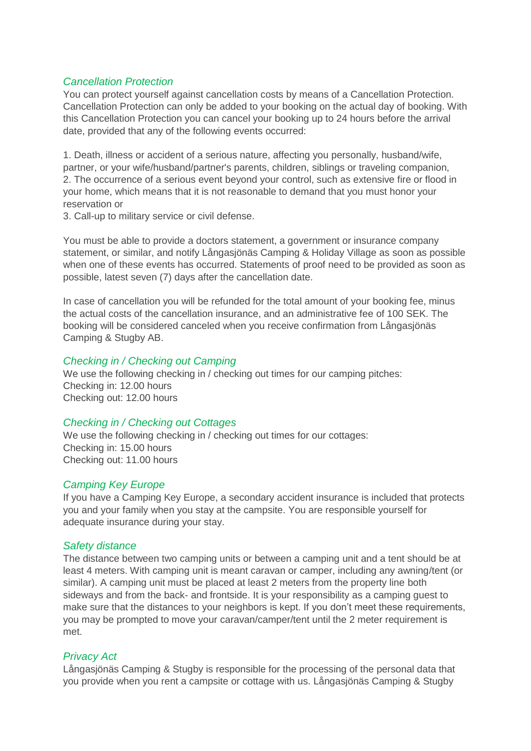### *Cancellation Protection*

You can protect yourself against cancellation costs by means of a Cancellation Protection. Cancellation Protection can only be added to your booking on the actual day of booking. With this Cancellation Protection you can cancel your booking up to 24 hours before the arrival date, provided that any of the following events occurred:

1. Death, illness or accident of a serious nature, affecting you personally, husband/wife, partner, or your wife/husband/partner's parents, children, siblings or traveling companion,
2. The occurrence of a serious event beyond your control, such as extensive fire or flood in your home, which means that it is not reasonable to demand that you must honor your reservation or
3. Call-up to military service or civil defense.

You must be able to provide a doctors statement, a government or insurance company statement, or similar, and notify Långasjönäs Camping & Holiday Village as soon as possible when one of these events has occurred. Statements of proof need to be provided as soon as possible, latest seven (7) days after the cancellation date.

In case of cancellation you will be refunded for the total amount of your booking fee, minus the actual costs of the cancellation insurance, and an administrative fee of 100 SEK. The booking will be considered canceled when you receive confirmation from Långasjönäs Camping & Stugby AB.

### *Checking in / Checking out Camping*

We use the following checking in / checking out times for our camping pitches:
Checking in: 12.00 hours
Checking out: 12.00 hours

### *Checking in / Checking out Cottages*

We use the following checking in / checking out times for our cottages:
Checking in: 15.00 hours
Checking out: 11.00 hours

### *Camping Key Europe*

If you have a Camping Key Europe, a secondary accident insurance is included that protects you and your family when you stay at the campsite. You are responsible yourself for adequate insurance during your stay.

### *Safety distance*

The distance between two camping units or between a camping unit and a tent should be at least 4 meters. With camping unit is meant caravan or camper, including any awning/tent (or similar). A camping unit must be placed at least 2 meters from the property line both sideways and from the back- and frontside. It is your responsibility as a camping guest to make sure that the distances to your neighbors is kept. If you don't meet these requirements, you may be prompted to move your caravan/camper/tent until the 2 meter requirement is met.

### *Privacy Act*

Långasjönäs Camping & Stugby is responsible for the processing of the personal data that you provide when you rent a campsite or cottage with us. Långasjönäs Camping & Stugby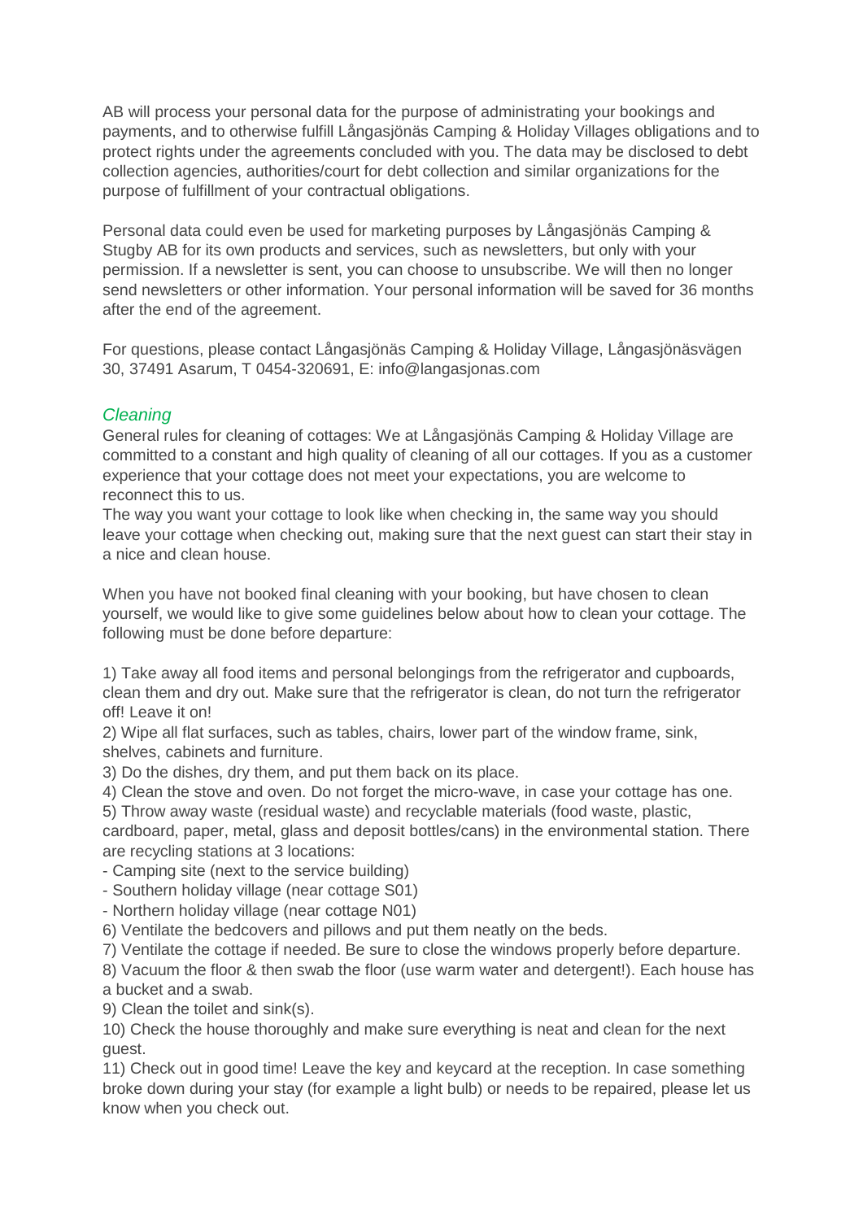AB will process your personal data for the purpose of administrating your bookings and payments, and to otherwise fulfill Långasjönäs Camping & Holiday Villages obligations and to protect rights under the agreements concluded with you. The data may be disclosed to debt collection agencies, authorities/court for debt collection and similar organizations for the purpose of fulfillment of your contractual obligations.

Personal data could even be used for marketing purposes by Långasjönäs Camping & Stugby AB for its own products and services, such as newsletters, but only with your permission. If a newsletter is sent, you can choose to unsubscribe. We will then no longer send newsletters or other information. Your personal information will be saved for 36 months after the end of the agreement.

For questions, please contact Långasjönäs Camping & Holiday Village, Långasjönäsvägen 30, 37491 Asarum, T 0454-320691, E: info@langasjonas.com

### *Cleaning*

General rules for cleaning of cottages: We at Långasjönäs Camping & Holiday Village are committed to a constant and high quality of cleaning of all our cottages. If you as a customer experience that your cottage does not meet your expectations, you are welcome to reconnect this to us.
The way you want your cottage to look like when checking in, the same way you should leave your cottage when checking out, making sure that the next guest can start their stay in a nice and clean house.

When you have not booked final cleaning with your booking, but have chosen to clean yourself, we would like to give some guidelines below about how to clean your cottage. The following must be done before departure:

1) Take away all food items and personal belongings from the refrigerator and cupboards, clean them and dry out. Make sure that the refrigerator is clean, do not turn the refrigerator off! Leave it on!
2) Wipe all flat surfaces, such as tables, chairs, lower part of the window frame, sink, shelves, cabinets and furniture.
3) Do the dishes, dry them, and put them back on its place.
4) Clean the stove and oven. Do not forget the micro-wave, in case your cottage has one.
5) Throw away waste (residual waste) and recyclable materials (food waste, plastic, cardboard, paper, metal, glass and deposit bottles/cans) in the environmental station. There are recycling stations at 3 locations:
- Camping site (next to the service building)
- Southern holiday village (near cottage S01)
- Northern holiday village (near cottage N01)
6) Ventilate the bedcovers and pillows and put them neatly on the beds.
7) Ventilate the cottage if needed. Be sure to close the windows properly before departure.
8) Vacuum the floor & then swab the floor (use warm water and detergent!). Each house has a bucket and a swab.
9) Clean the toilet and sink(s).
10) Check the house thoroughly and make sure everything is neat and clean for the next guest.
11) Check out in good time! Leave the key and keycard at the reception. In case something broke down during your stay (for example a light bulb) or needs to be repaired, please let us know when you check out.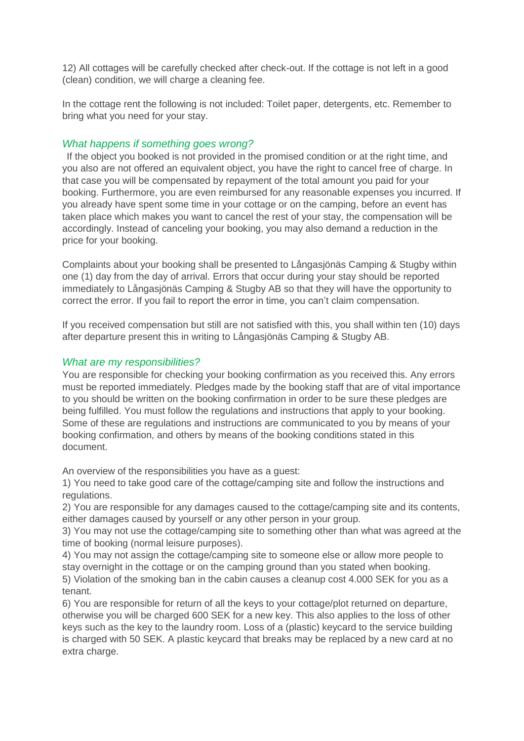12) All cottages will be carefully checked after check-out. If the cottage is not left in a good (clean) condition, we will charge a cleaning fee.

In the cottage rent the following is not included: Toilet paper, detergents, etc. Remember to bring what you need for your stay.

### *What happens if something goes wrong?*

If the object you booked is not provided in the promised condition or at the right time, and you also are not offered an equivalent object, you have the right to cancel free of charge. In that case you will be compensated by repayment of the total amount you paid for your booking. Furthermore, you are even reimbursed for any reasonable expenses you incurred. If you already have spent some time in your cottage or on the camping, before an event has taken place which makes you want to cancel the rest of your stay, the compensation will be accordingly. Instead of canceling your booking, you may also demand a reduction in the price for your booking.

Complaints about your booking shall be presented to Långasjönäs Camping & Stugby within one (1) day from the day of arrival. Errors that occur during your stay should be reported immediately to Långasjönäs Camping & Stugby AB so that they will have the opportunity to correct the error. If you fail to report the error in time, you can't claim compensation.

If you received compensation but still are not satisfied with this, you shall within ten (10) days after departure present this in writing to Långasjönäs Camping & Stugby AB.

### *What are my responsibilities?*

You are responsible for checking your booking confirmation as you received this. Any errors must be reported immediately. Pledges made by the booking staff that are of vital importance to you should be written on the booking confirmation in order to be sure these pledges are being fulfilled. You must follow the regulations and instructions that apply to your booking. Some of these are regulations and instructions are communicated to you by means of your booking confirmation, and others by means of the booking conditions stated in this document.

An overview of the responsibilities you have as a guest:

1) You need to take good care of the cottage/camping site and follow the instructions and regulations.
2) You are responsible for any damages caused to the cottage/camping site and its contents, either damages caused by yourself or any other person in your group.
3) You may not use the cottage/camping site to something other than what was agreed at the time of booking (normal leisure purposes).
4) You may not assign the cottage/camping site to someone else or allow more people to stay overnight in the cottage or on the camping ground than you stated when booking.
5) Violation of the smoking ban in the cabin causes a cleanup cost 4.000 SEK for you as a tenant.
6) You are responsible for return of all the keys to your cottage/plot returned on departure, otherwise you will be charged 600 SEK for a new key. This also applies to the loss of other keys such as the key to the laundry room. Loss of a (plastic) keycard to the service building is charged with 50 SEK. A plastic keycard that breaks may be replaced by a new card at no extra charge.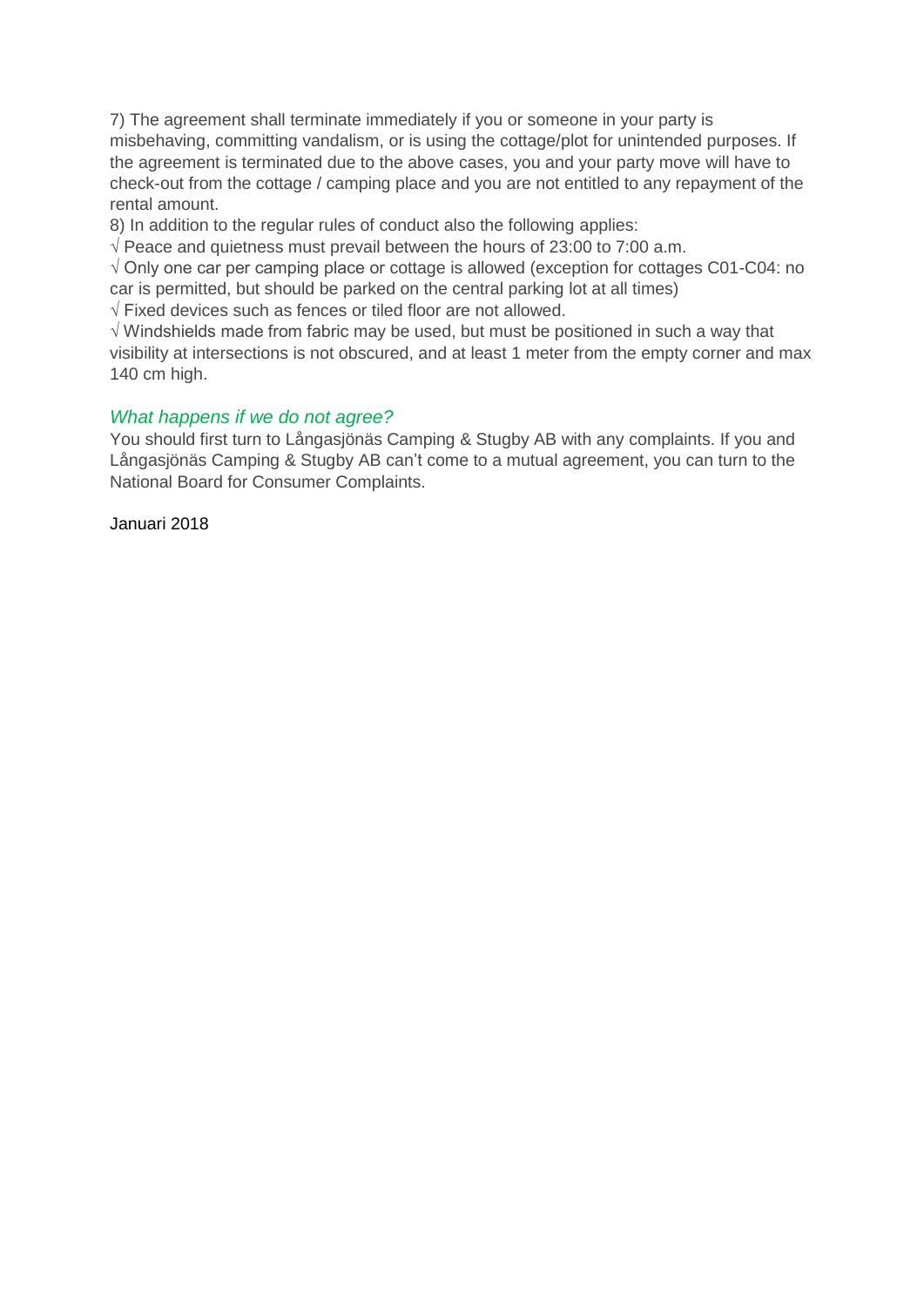7) The agreement shall terminate immediately if you or someone in your party is misbehaving, committing vandalism, or is using the cottage/plot for unintended purposes. If the agreement is terminated due to the above cases, you and your party move will have to check-out from the cottage / camping place and you are not entitled to any repayment of the rental amount.

8) In addition to the regular rules of conduct also the following applies:

√ Peace and quietness must prevail between the hours of 23:00 to 7:00 a.m.

√ Only one car per camping place or cottage is allowed (exception for cottages C01-C04: no car is permitted, but should be parked on the central parking lot at all times)

√ Fixed devices such as fences or tiled floor are not allowed.

√ Windshields made from fabric may be used, but must be positioned in such a way that visibility at intersections is not obscured, and at least 1 meter from the empty corner and max 140 cm high.

### *What happens if we do not agree?*

You should first turn to Långasjönäs Camping & Stugby AB with any complaints. If you and Långasjönäs Camping & Stugby AB can't come to a mutual agreement, you can turn to the National Board for Consumer Complaints.

Januari 2018